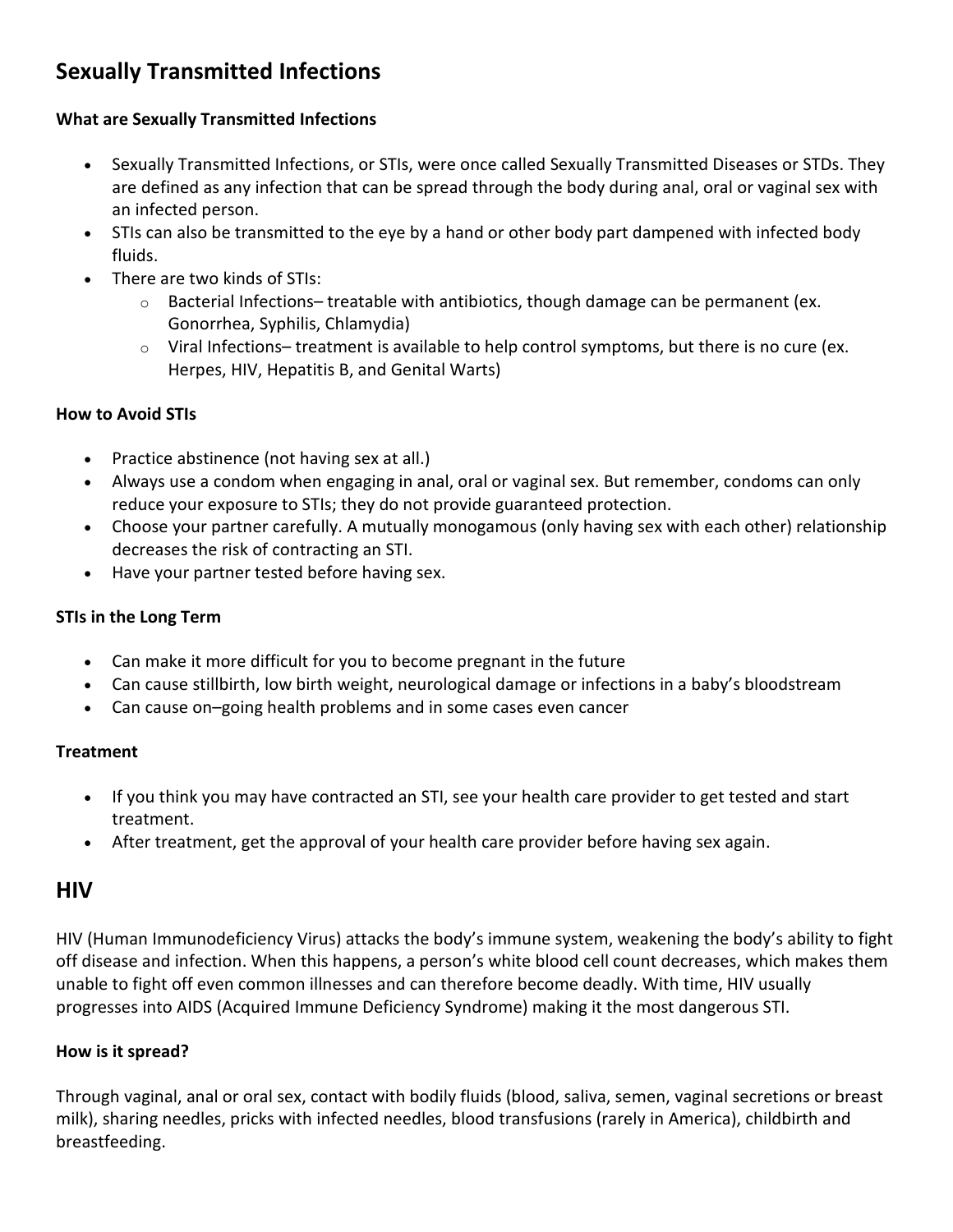# Sexually Transmitted Infections

### What are Sexually Transmitted Infections

- Sexually Transmitted Infections, or STIs, were once called Sexually Transmitted Diseases or STDs. They are defined as any infection that can be spread through the body during anal, oral or vaginal sex with an infected person.
- STIs can also be transmitted to the eye by a hand or other body part dampened with infected body fluids.
- There are two kinds of STIs:
    - Bacterial Infections– treatable with antibiotics, though damage can be permanent (ex. Gonorrhea, Syphilis, Chlamydia)
    - Viral Infections– treatment is available to help control symptoms, but there is no cure (ex. Herpes, HIV, Hepatitis B, and Genital Warts)

### How to Avoid STIs

- Practice abstinence (not having sex at all.)
- Always use a condom when engaging in anal, oral or vaginal sex. But remember, condoms can only reduce your exposure to STIs; they do not provide guaranteed protection.
- Choose your partner carefully. A mutually monogamous (only having sex with each other) relationship decreases the risk of contracting an STI.
- Have your partner tested before having sex.

### STIs in the Long Term

- Can make it more difficult for you to become pregnant in the future
- Can cause stillbirth, low birth weight, neurological damage or infections in a baby's bloodstream
- Can cause on–going health problems and in some cases even cancer

### Treatment

- If you think you may have contracted an STI, see your health care provider to get tested and start treatment.
- After treatment, get the approval of your health care provider before having sex again.

## HIV

HIV (Human Immunodeficiency Virus) attacks the body's immune system, weakening the body's ability to fight off disease and infection. When this happens, a person's white blood cell count decreases, which makes them unable to fight off even common illnesses and can therefore become deadly. With time, HIV usually progresses into AIDS (Acquired Immune Deficiency Syndrome) making it the most dangerous STI.

### How is it spread?

Through vaginal, anal or oral sex, contact with bodily fluids (blood, saliva, semen, vaginal secretions or breast milk), sharing needles, pricks with infected needles, blood transfusions (rarely in America), childbirth and breastfeeding.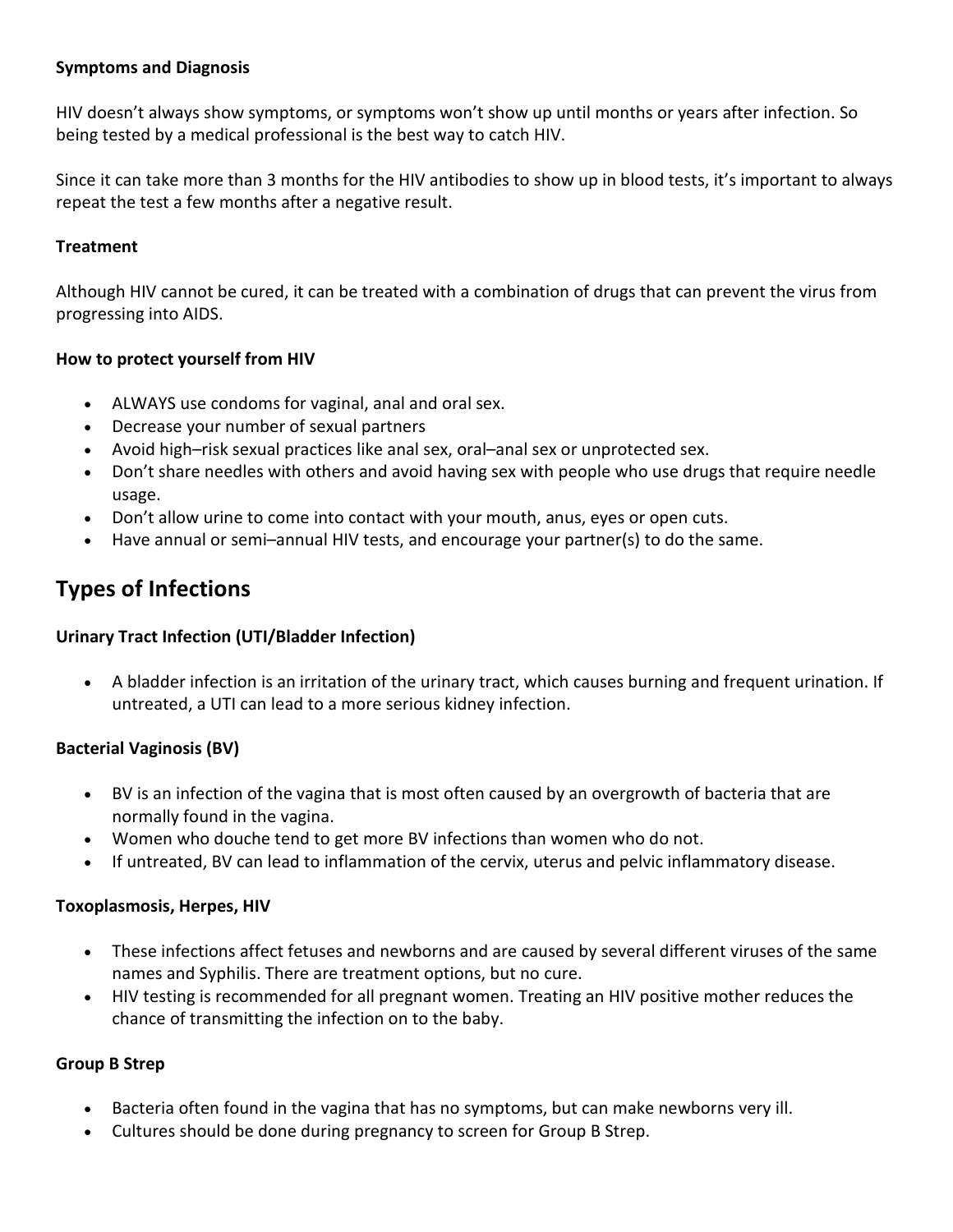**Symptoms and Diagnosis**

HIV doesn't always show symptoms, or symptoms won't show up until months or years after infection. So being tested by a medical professional is the best way to catch HIV.

Since it can take more than 3 months for the HIV antibodies to show up in blood tests, it's important to always repeat the test a few months after a negative result.

**Treatment**

Although HIV cannot be cured, it can be treated with a combination of drugs that can prevent the virus from progressing into AIDS.

**How to protect yourself from HIV**

- ALWAYS use condoms for vaginal, anal and oral sex.
- Decrease your number of sexual partners
- Avoid high–risk sexual practices like anal sex, oral–anal sex or unprotected sex.
- Don't share needles with others and avoid having sex with people who use drugs that require needle usage.
- Don't allow urine to come into contact with your mouth, anus, eyes or open cuts.
- Have annual or semi–annual HIV tests, and encourage your partner(s) to do the same.

## Types of Infections

**Urinary Tract Infection (UTI/Bladder Infection)**

- A bladder infection is an irritation of the urinary tract, which causes burning and frequent urination. If untreated, a UTI can lead to a more serious kidney infection.

**Bacterial Vaginosis (BV)**

- BV is an infection of the vagina that is most often caused by an overgrowth of bacteria that are normally found in the vagina.
- Women who douche tend to get more BV infections than women who do not.
- If untreated, BV can lead to inflammation of the cervix, uterus and pelvic inflammatory disease.

**Toxoplasmosis, Herpes, HIV**

- These infections affect fetuses and newborns and are caused by several different viruses of the same names and Syphilis. There are treatment options, but no cure.
- HIV testing is recommended for all pregnant women. Treating an HIV positive mother reduces the chance of transmitting the infection on to the baby.

**Group B Strep**

- Bacteria often found in the vagina that has no symptoms, but can make newborns very ill.
- Cultures should be done during pregnancy to screen for Group B Strep.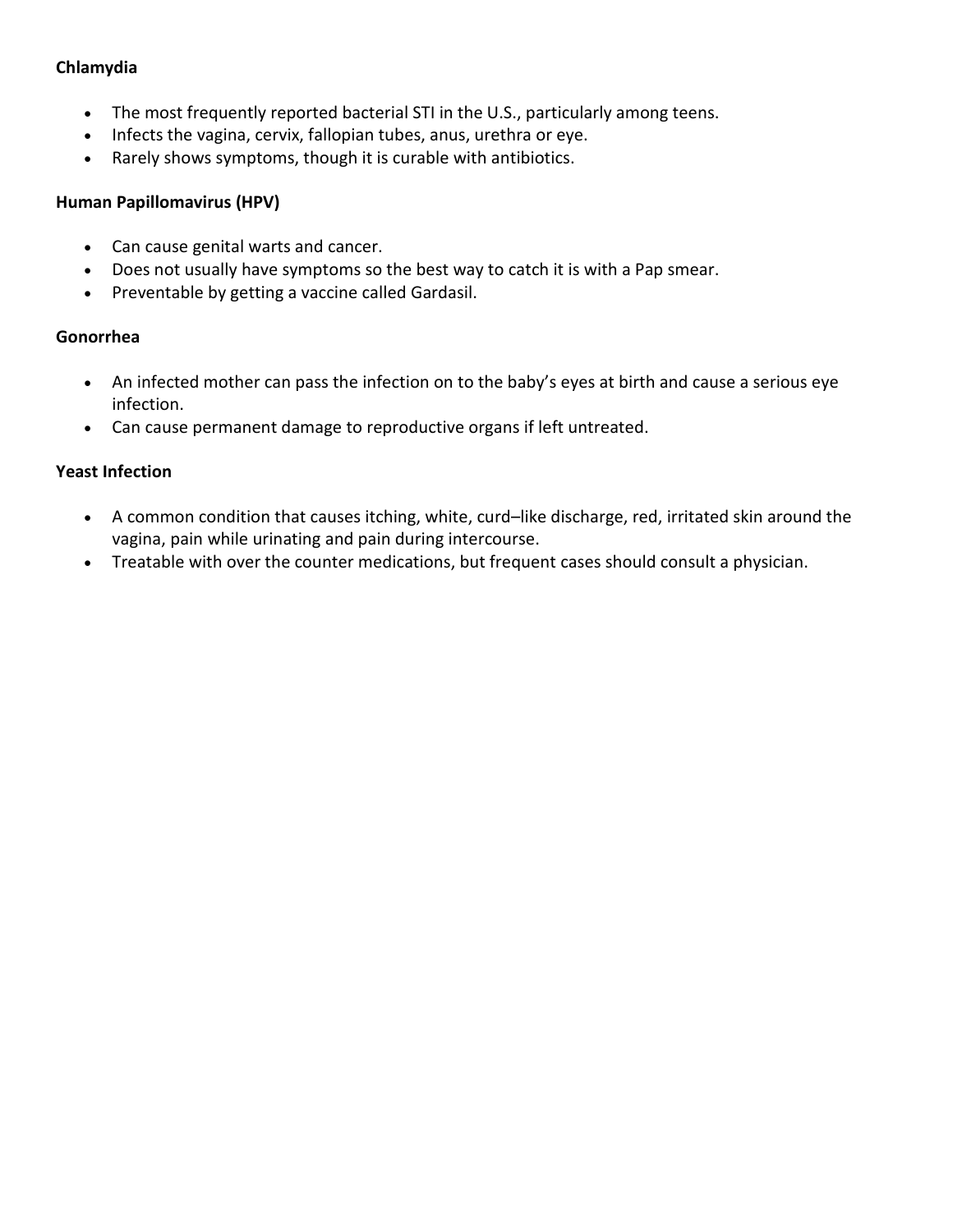**Chlamydia**

- The most frequently reported bacterial STI in the U.S., particularly among teens.
- Infects the vagina, cervix, fallopian tubes, anus, urethra or eye.
- Rarely shows symptoms, though it is curable with antibiotics.

**Human Papillomavirus (HPV)**

- Can cause genital warts and cancer.
- Does not usually have symptoms so the best way to catch it is with a Pap smear.
- Preventable by getting a vaccine called Gardasil.

**Gonorrhea**

- An infected mother can pass the infection on to the baby's eyes at birth and cause a serious eye infection.
- Can cause permanent damage to reproductive organs if left untreated.

**Yeast Infection**

- A common condition that causes itching, white, curd–like discharge, red, irritated skin around the vagina, pain while urinating and pain during intercourse.
- Treatable with over the counter medications, but frequent cases should consult a physician.